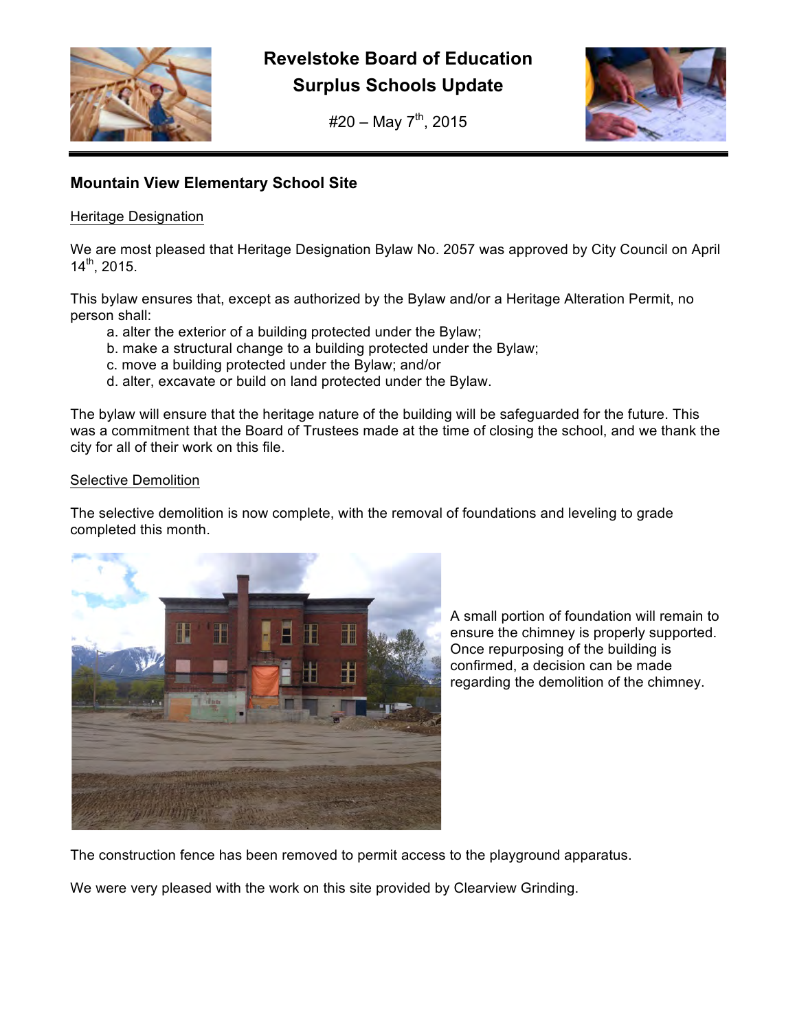# Revelstoke Board of Education
# Surplus Schools Update

#20 – May 7th, 2015

## Mountain View Elementary School Site

Heritage Designation

We are most pleased that Heritage Designation Bylaw No. 2057 was approved by City Council on April 14th, 2015.

This bylaw ensures that, except as authorized by the Bylaw and/or a Heritage Alteration Permit, no person shall:

a. alter the exterior of a building protected under the Bylaw;
b. make a structural change to a building protected under the Bylaw;
c. move a building protected under the Bylaw; and/or
d. alter, excavate or build on land protected under the Bylaw.

The bylaw will ensure that the heritage nature of the building will be safeguarded for the future. This was a commitment that the Board of Trustees made at the time of closing the school, and we thank the city for all of their work on this file.

Selective Demolition

The selective demolition is now complete, with the removal of foundations and leveling to grade completed this month.

A small portion of foundation will remain to ensure the chimney is properly supported. Once repurposing of the building is confirmed, a decision can be made regarding the demolition of the chimney.

The construction fence has been removed to permit access to the playground apparatus.

We were very pleased with the work on this site provided by Clearview Grinding.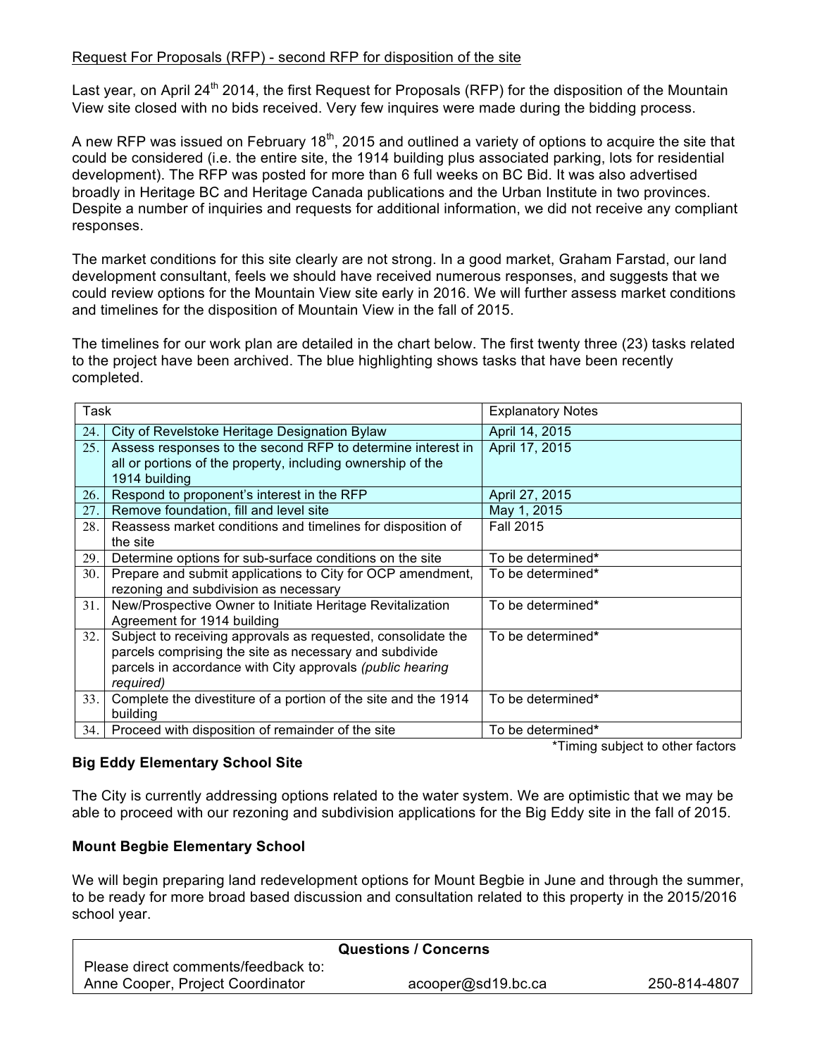Request For Proposals (RFP) - second RFP for disposition of the site

Last year, on April 24th 2014, the first Request for Proposals (RFP) for the disposition of the Mountain View site closed with no bids received. Very few inquires were made during the bidding process.

A new RFP was issued on February 18th, 2015 and outlined a variety of options to acquire the site that could be considered (i.e. the entire site, the 1914 building plus associated parking, lots for residential development). The RFP was posted for more than 6 full weeks on BC Bid. It was also advertised broadly in Heritage BC and Heritage Canada publications and the Urban Institute in two provinces. Despite a number of inquiries and requests for additional information, we did not receive any compliant responses.

The market conditions for this site clearly are not strong. In a good market, Graham Farstad, our land development consultant, feels we should have received numerous responses, and suggests that we could review options for the Mountain View site early in 2016. We will further assess market conditions and timelines for the disposition of Mountain View in the fall of 2015.

The timelines for our work plan are detailed in the chart below. The first twenty three (23) tasks related to the project have been archived. The blue highlighting shows tasks that have been recently completed.

| Task | | Explanatory Notes |
|---|---|---|
| 24. | City of Revelstoke Heritage Designation Bylaw | April 14, 2015 |
| 25. | Assess responses to the second RFP to determine interest in all or portions of the property, including ownership of the 1914 building | April 17, 2015 |
| 26. | Respond to proponent's interest in the RFP | April 27, 2015 |
| 27. | Remove foundation, fill and level site | May 1, 2015 |
| 28. | Reassess market conditions and timelines for disposition of the site | Fall 2015 |
| 29. | Determine options for sub-surface conditions on the site | To be determined* |
| 30. | Prepare and submit applications to City for OCP amendment, rezoning and subdivision as necessary | To be determined* |
| 31. | New/Prospective Owner to Initiate Heritage Revitalization Agreement for 1914 building | To be determined* |
| 32. | Subject to receiving approvals as requested, consolidate the parcels comprising the site as necessary and subdivide parcels in accordance with City approvals *(public hearing required)* | To be determined* |
| 33. | Complete the divestiture of a portion of the site and the 1914 building | To be determined* |
| 34. | Proceed with disposition of remainder of the site | To be determined* |

*Timing subject to other factors

**Big Eddy Elementary School Site**

The City is currently addressing options related to the water system. We are optimistic that we may be able to proceed with our rezoning and subdivision applications for the Big Eddy site in the fall of 2015.

**Mount Begbie Elementary School**

We will begin preparing land redevelopment options for Mount Begbie in June and through the summer, to be ready for more broad based discussion and consultation related to this property in the 2015/2016 school year.

| **Questions / Concerns** | | |
|---|---|---|
| Please direct comments/feedback to: | | |
| Anne Cooper, Project Coordinator | acooper@sd19.bc.ca | 250-814-4807 |